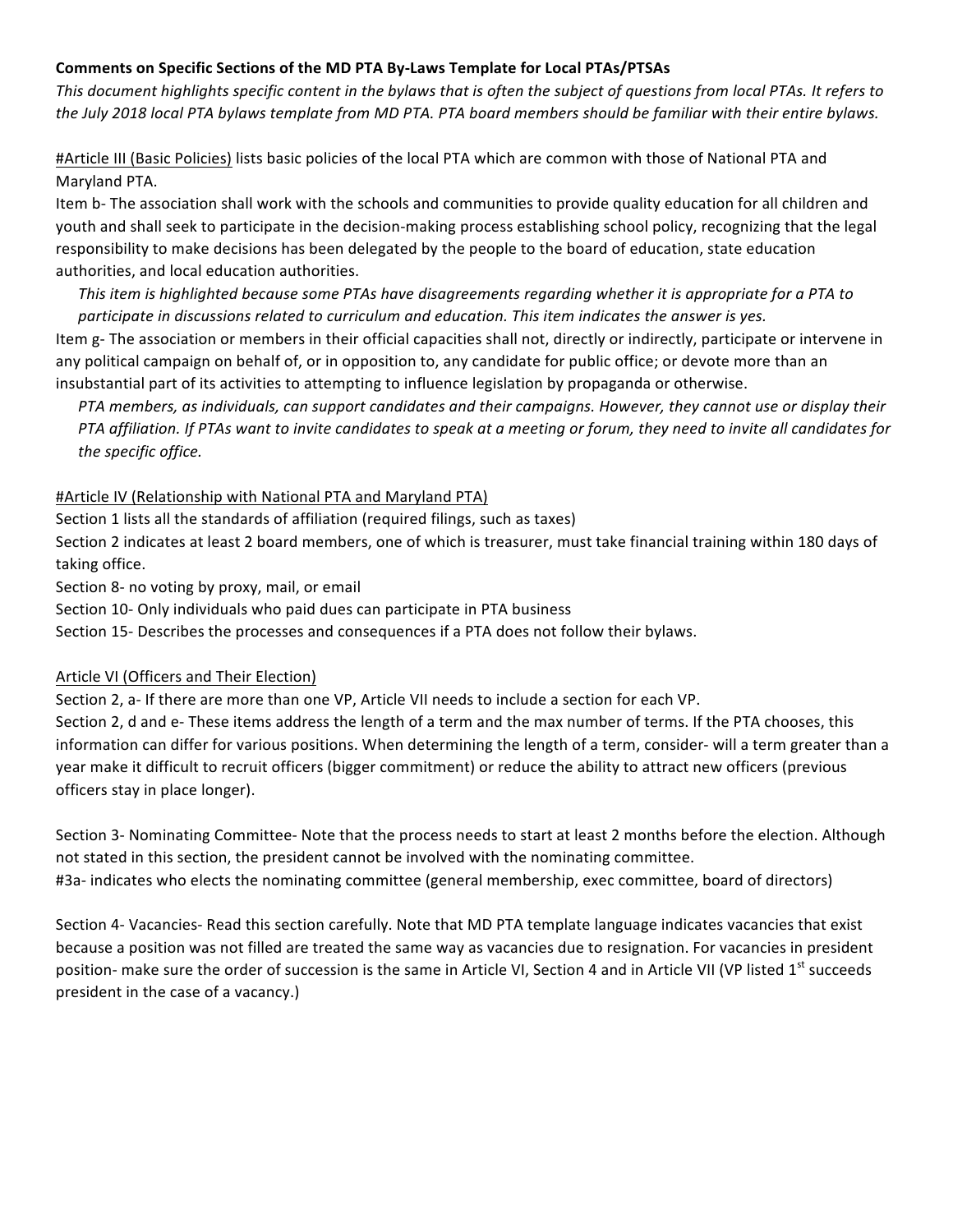**Comments on Specific Sections of the MD PTA By-Laws Template for Local PTAs/PTSAs**

*This document highlights specific content in the bylaws that is often the subject of questions from local PTAs. It refers to the July 2018 local PTA bylaws template from MD PTA. PTA board members should be familiar with their entire bylaws.*

#Article III (Basic Policies) lists basic policies of the local PTA which are common with those of National PTA and Maryland PTA.

Item b- The association shall work with the schools and communities to provide quality education for all children and youth and shall seek to participate in the decision-making process establishing school policy, recognizing that the legal responsibility to make decisions has been delegated by the people to the board of education, state education authorities, and local education authorities.

*This item is highlighted because some PTAs have disagreements regarding whether it is appropriate for a PTA to participate in discussions related to curriculum and education. This item indicates the answer is yes.*

Item g- The association or members in their official capacities shall not, directly or indirectly, participate or intervene in any political campaign on behalf of, or in opposition to, any candidate for public office; or devote more than an insubstantial part of its activities to attempting to influence legislation by propaganda or otherwise.

*PTA members, as individuals, can support candidates and their campaigns. However, they cannot use or display their PTA affiliation. If PTAs want to invite candidates to speak at a meeting or forum, they need to invite all candidates for the specific office.*

#Article IV (Relationship with National PTA and Maryland PTA)

Section 1 lists all the standards of affiliation (required filings, such as taxes)

Section 2 indicates at least 2 board members, one of which is treasurer, must take financial training within 180 days of taking office.

Section 8- no voting by proxy, mail, or email

Section 10- Only individuals who paid dues can participate in PTA business

Section 15- Describes the processes and consequences if a PTA does not follow their bylaws.

Article VI (Officers and Their Election)

Section 2, a- If there are more than one VP, Article VII needs to include a section for each VP.

Section 2, d and e- These items address the length of a term and the max number of terms. If the PTA chooses, this information can differ for various positions. When determining the length of a term, consider- will a term greater than a year make it difficult to recruit officers (bigger commitment) or reduce the ability to attract new officers (previous officers stay in place longer).

Section 3- Nominating Committee- Note that the process needs to start at least 2 months before the election. Although not stated in this section, the president cannot be involved with the nominating committee.

#3a- indicates who elects the nominating committee (general membership, exec committee, board of directors)

Section 4- Vacancies- Read this section carefully. Note that MD PTA template language indicates vacancies that exist because a position was not filled are treated the same way as vacancies due to resignation. For vacancies in president position- make sure the order of succession is the same in Article VI, Section 4 and in Article VII (VP listed 1st succeeds president in the case of a vacancy.)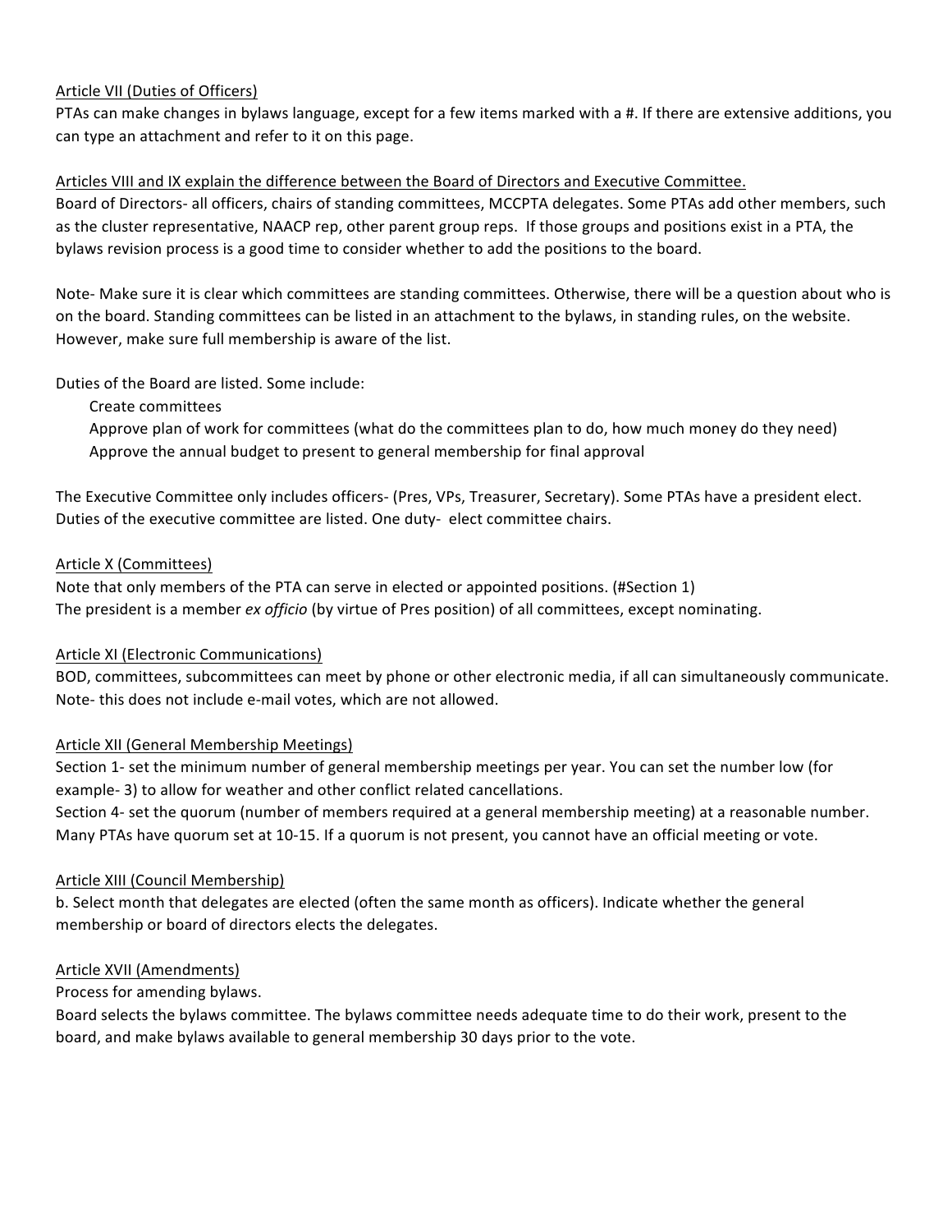Article VII (Duties of Officers)

PTAs can make changes in bylaws language, except for a few items marked with a #. If there are extensive additions, you can type an attachment and refer to it on this page.

Articles VIII and IX explain the difference between the Board of Directors and Executive Committee.

Board of Directors- all officers, chairs of standing committees, MCCPTA delegates. Some PTAs add other members, such as the cluster representative, NAACP rep, other parent group reps. If those groups and positions exist in a PTA, the bylaws revision process is a good time to consider whether to add the positions to the board.

Note- Make sure it is clear which committees are standing committees. Otherwise, there will be a question about who is on the board. Standing committees can be listed in an attachment to the bylaws, in standing rules, on the website. However, make sure full membership is aware of the list.

Duties of the Board are listed. Some include:

- Create committees
- Approve plan of work for committees (what do the committees plan to do, how much money do they need)
- Approve the annual budget to present to general membership for final approval

The Executive Committee only includes officers- (Pres, VPs, Treasurer, Secretary). Some PTAs have a president elect. Duties of the executive committee are listed. One duty- elect committee chairs.

Article X (Committees)

Note that only members of the PTA can serve in elected or appointed positions. (#Section 1)
The president is a member *ex officio* (by virtue of Pres position) of all committees, except nominating.

Article XI (Electronic Communications)

BOD, committees, subcommittees can meet by phone or other electronic media, if all can simultaneously communicate. Note- this does not include e-mail votes, which are not allowed.

Article XII (General Membership Meetings)

Section 1- set the minimum number of general membership meetings per year. You can set the number low (for example- 3) to allow for weather and other conflict related cancellations.
Section 4- set the quorum (number of members required at a general membership meeting) at a reasonable number. Many PTAs have quorum set at 10-15. If a quorum is not present, you cannot have an official meeting or vote.

Article XIII (Council Membership)

b. Select month that delegates are elected (often the same month as officers). Indicate whether the general membership or board of directors elects the delegates.

Article XVII (Amendments)

Process for amending bylaws.
Board selects the bylaws committee. The bylaws committee needs adequate time to do their work, present to the board, and make bylaws available to general membership 30 days prior to the vote.